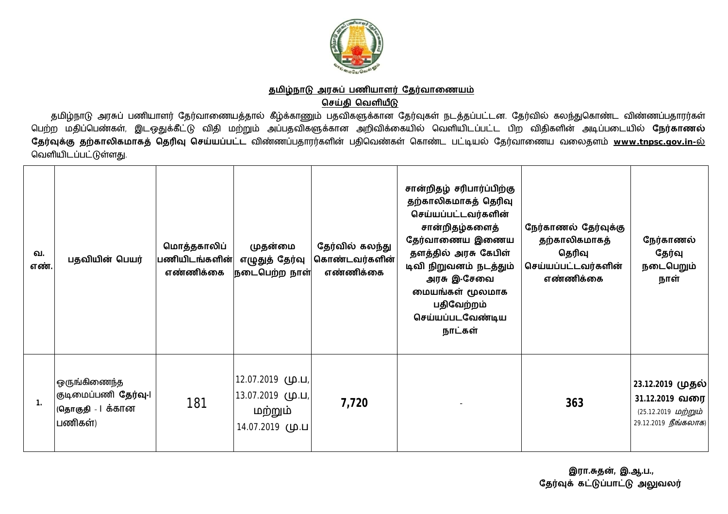**தமிழ்நாடு அரசுப் பணியாளர் தேர்வாணையம்**

**செய்தி வெளியீடு**

தமிழ்நாடு அரசுப் பணியாளர் தேர்வாணையத்தால் கீழ்க்காணும் பதவிகளுக்கான தேர்வுகள் நடத்தப்பட்டன. தேர்வில் கலந்துகொண்ட விண்ணப்பதாரர்கள் பெற்ற மதிப்பெண்கள், இடஒதுக்கீட்டு விதி மற்றும் அப்பதவிகளுக்கான அறிவிக்கையில் வெளியிடப்பட்ட பிற விதிகளின் அடிப்படையில் **நேர்காணல் தேர்வுக்கு தற்காலிகமாகத் தெரிவு செய்யப்பட்ட** விண்ணப்பதாரர்களின் பதிவெண்கள் கொண்ட பட்டியல் தேர்வாணைய வலைதளம் **www.tnpsc.gov.in-**ல் வெளியிடப்பட்டுள்ளது.

| வ. எண். | பதவியின் பெயர் | மொத்தகாலிப் பணியிடங்களின் எண்ணிக்கை | முதன்மை எழுதுத் தேர்வு நடைபெற்ற நாள் | தேர்வில் கலந்து கொண்டவர்களின் எண்ணிக்கை | சான்றிதழ் சரிபார்ப்பிற்கு தற்காலிகமாகத் தெரிவு செய்யப்பட்டவர்களின் சான்றிதழ்களைத் தேர்வாணைய இணைய தளத்தில் அரசு கேபிள் டிவி நிறுவனம் நடத்தும் அரசு இ-சேவை மையங்கள் மூலமாக பதிவேற்றம் செய்யப்படவேண்டிய நாட்கள் | நேர்காணல் தேர்வுக்கு தற்காலிகமாகத் தெரிவு செய்யப்பட்டவர்களின் எண்ணிக்கை | நேர்காணல் தேர்வு நடைபெறும் நாள் |
|---|---|---|---|---|---|---|---|
| 1. | ஒருங்கிணைந்த குடிமைப்பணி **தேர்வு-I** (**தொகுதி - I க்கான பணிகள்**) | 181 | 12.07.2019 மு.ப, 13.07.2019 மு.ப, மற்றும் 14.07.2019 மு.ப | **7,720** | - | **363** | **23.12.2019 முதல் 31.12.2019 வரை** (25.12.2019 *மற்றும்* 29.12.2019 *நீங்கலாக*) |

**இரா.சுதன், இ.ஆ.ப.,**
**தேர்வுக் கட்டுப்பாட்டு அலுவலர்**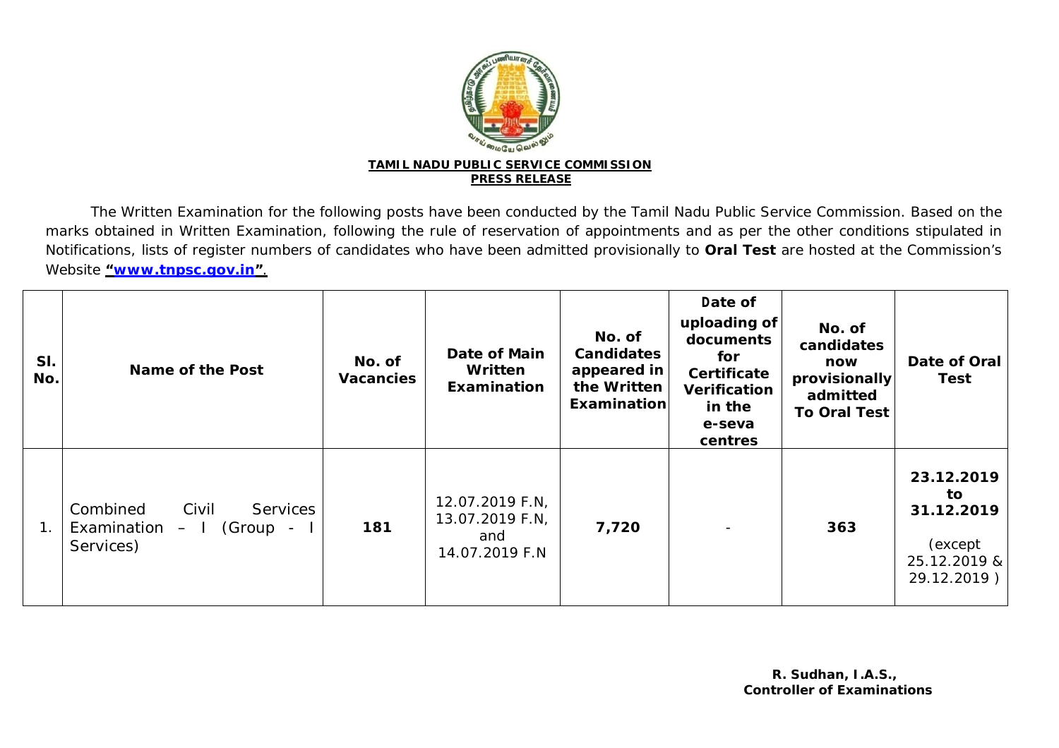**TAMIL NADU PUBLIC SERVICE COMMISSION**
**PRESS RELEASE**

The Written Examination for the following posts have been conducted by the Tamil Nadu Public Service Commission. Based on the marks obtained in Written Examination, following the rule of reservation of appointments and as per the other conditions stipulated in Notifications, lists of register numbers of candidates who have been admitted provisionally to **Oral Test** are hosted at the Commission's Website **"www.tnpsc.gov.in"**.

| Sl. No. | Name of the Post | No. of Vacancies | Date of Main Written Examination | No. of Candidates appeared in the Written Examination | Date of uploading of documents for Certificate Verification in the e-seva centres | No. of candidates now provisionally admitted To Oral Test | Date of Oral Test |
|---|---|---|---|---|---|---|---|
| 1. | Combined Civil Services Examination – I (Group - I Services) | **181** | 12.07.2019 F.N, 13.07.2019 F.N, and 14.07.2019 F.N | **7,720** | - | **363** | **23.12.2019 to 31.12.2019** (except 25.12.2019 & 29.12.2019 ) |

**R. Sudhan, I.A.S.,**
**Controller of Examinations**